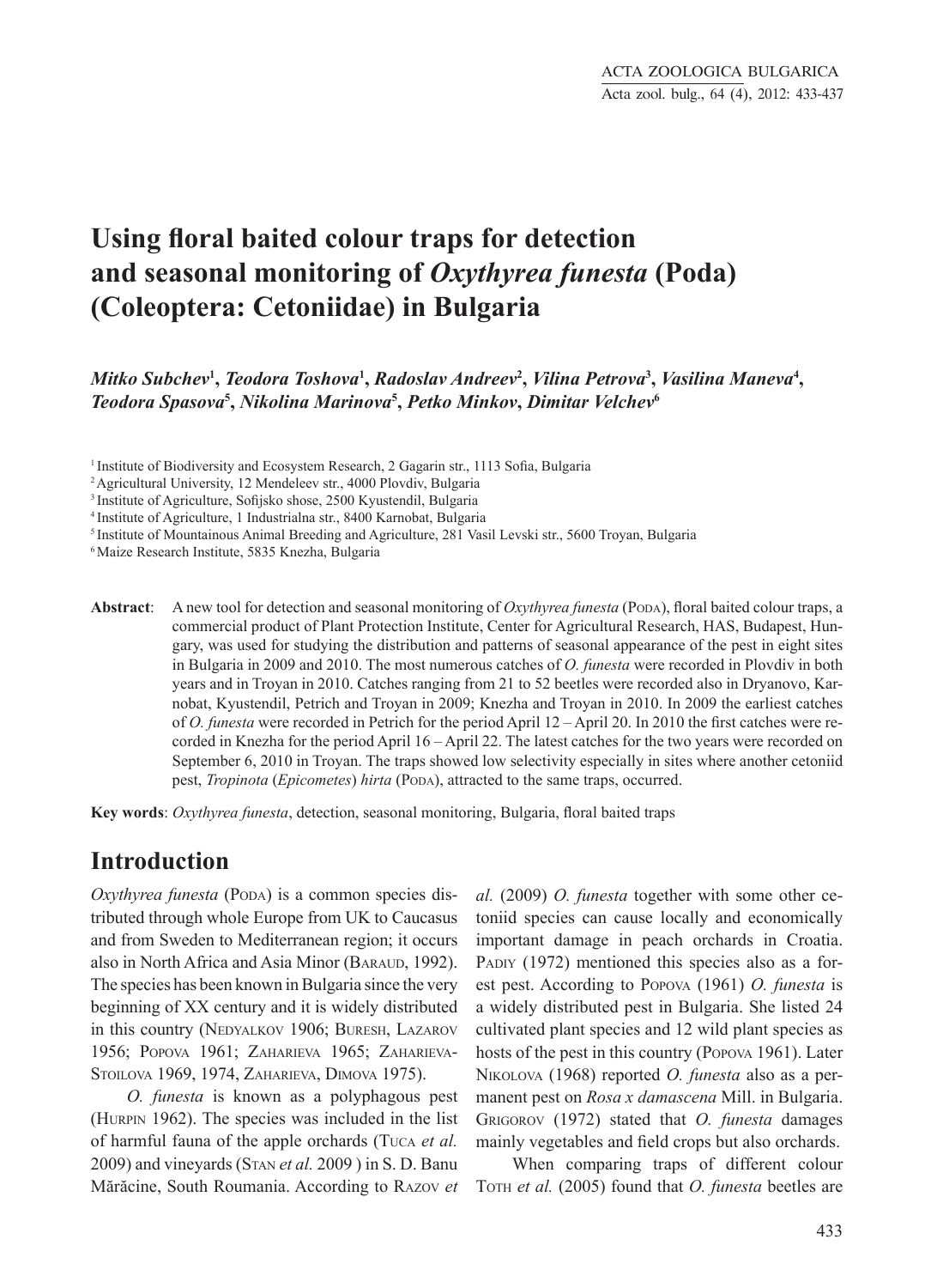# Using floral baited colour traps for detection and seasonal monitoring of *Oxythyrea funesta* (Poda) (Coleoptera: Cetoniidae) in Bulgaria

***Mitko Subchev*[1], *Teodora Toshova*[1], *Radoslav Andreev*[2], *Vilina Petrova*[3], *Vasilina Maneva*[4], *Teodora Spasova*[5], *Nikolina Marinova*[5], *Petko Minkov*, *Dimitar Velchev*[6]**

[1] Institute of Biodiversity and Ecosystem Research, 2 Gagarin str., 1113 Sofia, Bulgaria
[2] Agricultural University, 12 Mendeleev str., 4000 Plovdiv, Bulgaria
[3] Institute of Agriculture, Sofijsko shose, 2500 Kyustendil, Bulgaria
[4] Institute of Agriculture, 1 Industrialna str., 8400 Karnobat, Bulgaria
[5] Institute of Mountainous Animal Breeding and Agriculture, 281 Vasil Levski str., 5600 Troyan, Bulgaria
[6] Maize Research Institute, 5835 Knezha, Bulgaria

**Abstract**: A new tool for detection and seasonal monitoring of *Oxythyrea funesta* (Poda), floral baited colour traps, a commercial product of Plant Protection Institute, Center for Agricultural Research, HAS, Budapest, Hungary, was used for studying the distribution and patterns of seasonal appearance of the pest in eight sites in Bulgaria in 2009 and 2010. The most numerous catches of *O. funesta* were recorded in Plovdiv in both years and in Troyan in 2010. Catches ranging from 21 to 52 beetles were recorded also in Dryanovo, Karnobat, Kyustendil, Petrich and Troyan in 2009; Knezha and Troyan in 2010. In 2009 the earliest catches of *O. funesta* were recorded in Petrich for the period April 12 – April 20. In 2010 the first catches were recorded in Knezha for the period April 16 – April 22. The latest catches for the two years were recorded on September 6, 2010 in Troyan. The traps showed low selectivity especially in sites where another cetoniid pest, *Tropinota* (*Epicometes*) *hirta* (Poda), attracted to the same traps, occurred.

**Key words**: *Oxythyrea funesta*, detection, seasonal monitoring, Bulgaria, floral baited traps

## Introduction

*Oxythyrea funesta* (Poda) is a common species distributed through whole Europe from UK to Caucasus and from Sweden to Mediterranean region; it occurs also in North Africa and Asia Minor (Baraud, 1992). The species has been known in Bulgaria since the very beginning of XX century and it is widely distributed in this country (Nedyalkov 1906; Buresh, Lazarov 1956; Popova 1961; Zaharieva 1965; Zaharieva-Stoilova 1969, 1974, Zaharieva, Dimova 1975).

*O. funesta* is known as a polyphagous pest (Hurpin 1962). The species was included in the list of harmful fauna of the apple orchards (Tuca *et al.* 2009) and vineyards (Stan *et al.* 2009 ) in S. D. Banu Mărăcine, South Roumania. According to Razov *et al.* (2009) *O. funesta* together with some other cetoniid species can cause locally and economically important damage in peach orchards in Croatia. Padiy (1972) mentioned this species also as a forest pest. According to Popova (1961) *O. funesta* is a widely distributed pest in Bulgaria. She listed 24 cultivated plant species and 12 wild plant species as hosts of the pest in this country (Popova 1961). Later Nikolova (1968) reported *O. funesta* also as a permanent pest on *Rosa x damascena* Mill. in Bulgaria. Grigorov (1972) stated that *O. funesta* damages mainly vegetables and field crops but also orchards.

When comparing traps of different colour Toth *et al.* (2005) found that *O. funesta* beetles are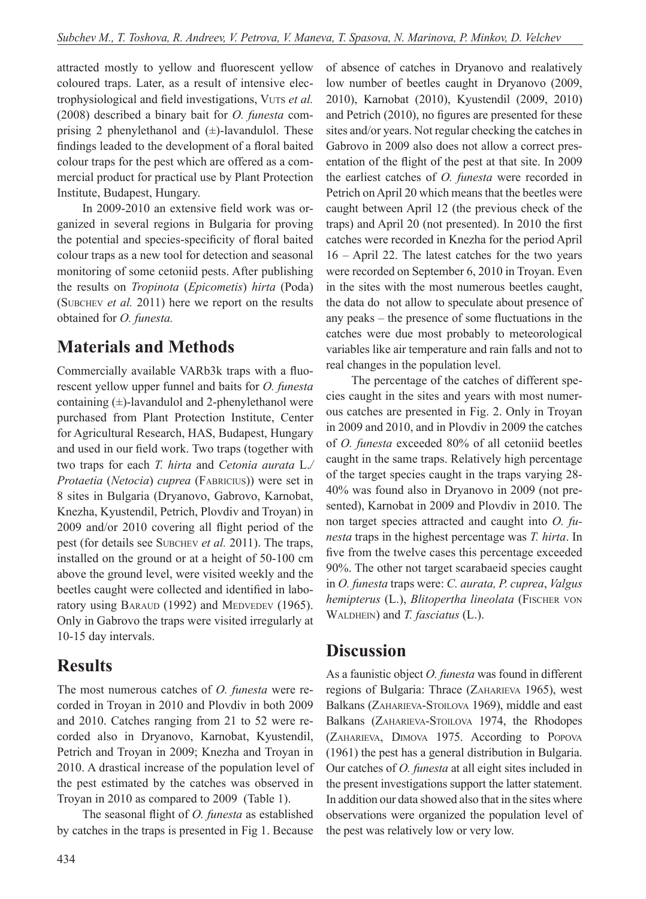attracted mostly to yellow and fluorescent yellow coloured traps. Later, as a result of intensive electrophysiological and field investigations, Vuts *et al.* (2008) described a binary bait for *O. funesta* comprising 2 phenylethanol and (±)-lavandulol. These findings leaded to the development of a floral baited colour traps for the pest which are offered as a commercial product for practical use by Plant Protection Institute, Budapest, Hungary.

In 2009-2010 an extensive field work was organized in several regions in Bulgaria for proving the potential and species-specificity of floral baited colour traps as a new tool for detection and seasonal monitoring of some cetoniid pests. After publishing the results on *Tropinota* (*Epicometis*) *hirta* (Poda) (Subchev *et al.* 2011) here we report on the results obtained for *O. funesta.*

## Materials and Methods

Commercially available VARb3k traps with a fluorescent yellow upper funnel and baits for *O. funesta* containing (±)-lavandulol and 2-phenylethanol were purchased from Plant Protection Institute, Center for Agricultural Research, HAS, Budapest, Hungary and used in our field work. Two traps (together with two traps for each *T. hirta* and *Cetonia aurata* L./ *Protaetia* (*Netocia*) *cuprea* (Fabricius)) were set in 8 sites in Bulgaria (Dryanovo, Gabrovo, Karnobat, Knezha, Kyustendil, Petrich, Plovdiv and Troyan) in 2009 and/or 2010 covering all flight period of the pest (for details see Subchev *et al.* 2011). The traps, installed on the ground or at a height of 50-100 cm above the ground level, were visited weekly and the beetles caught were collected and identified in laboratory using Baraud (1992) and Medvedev (1965). Only in Gabrovo the traps were visited irregularly at 10-15 day intervals.

## Results

The most numerous catches of *O. funesta* were recorded in Troyan in 2010 and Plovdiv in both 2009 and 2010. Catches ranging from 21 to 52 were recorded also in Dryanovo, Karnobat, Kyustendil, Petrich and Troyan in 2009; Knezha and Troyan in 2010. A drastical increase of the population level of the pest estimated by the catches was observed in Troyan in 2010 as compared to 2009 (Table 1).

The seasonal flight of *O. funesta* as established by catches in the traps is presented in Fig 1. Because of absence of catches in Dryanovo and realatively low number of beetles caught in Dryanovo (2009, 2010), Karnobat (2010), Kyustendil (2009, 2010) and Petrich (2010), no figures are presented for these sites and/or years. Not regular checking the catches in Gabrovo in 2009 also does not allow a correct presentation of the flight of the pest at that site. In 2009 the earliest catches of *O. funesta* were recorded in Petrich on April 20 which means that the beetles were caught between April 12 (the previous check of the traps) and April 20 (not presented). In 2010 the first catches were recorded in Knezha for the period April 16 – April 22. The latest catches for the two years were recorded on September 6, 2010 in Troyan. Even in the sites with the most numerous beetles caught, the data do not allow to speculate about presence of any peaks – the presence of some fluctuations in the catches were due most probably to meteorological variables like air temperature and rain falls and not to real changes in the population level.

The percentage of the catches of different species caught in the sites and years with most numerous catches are presented in Fig. 2. Only in Troyan in 2009 and 2010, and in Plovdiv in 2009 the catches of *O. funesta* exceeded 80% of all cetoniid beetles caught in the same traps. Relatively high percentage of the target species caught in the traps varying 28-40% was found also in Dryanovo in 2009 (not presented), Karnobat in 2009 and Plovdiv in 2010. The non target species attracted and caught into *O. funesta* traps in the highest percentage was *T. hirta*. In five from the twelve cases this percentage exceeded 90%. The other not target scarabaeid species caught in *O. funesta* traps were: *C. aurata, P. cuprea*, *Valgus hemipterus* (L.), *Blitopertha lineolata* (Fischer von Waldhein) and *T. fasciatus* (L.).

## Discussion

As a faunistic object *O. funesta* was found in different regions of Bulgaria: Thrace (Zaharieva 1965), west Balkans (Zaharieva-Stoilova 1969), middle and east Balkans (Zaharieva-Stoilova 1974, the Rhodopes (Zaharieva, Dimova 1975. According to Popova (1961) the pest has a general distribution in Bulgaria. Our catches of *O. funesta* at all eight sites included in the present investigations support the latter statement. In addition our data showed also that in the sites where observations were organized the population level of the pest was relatively low or very low.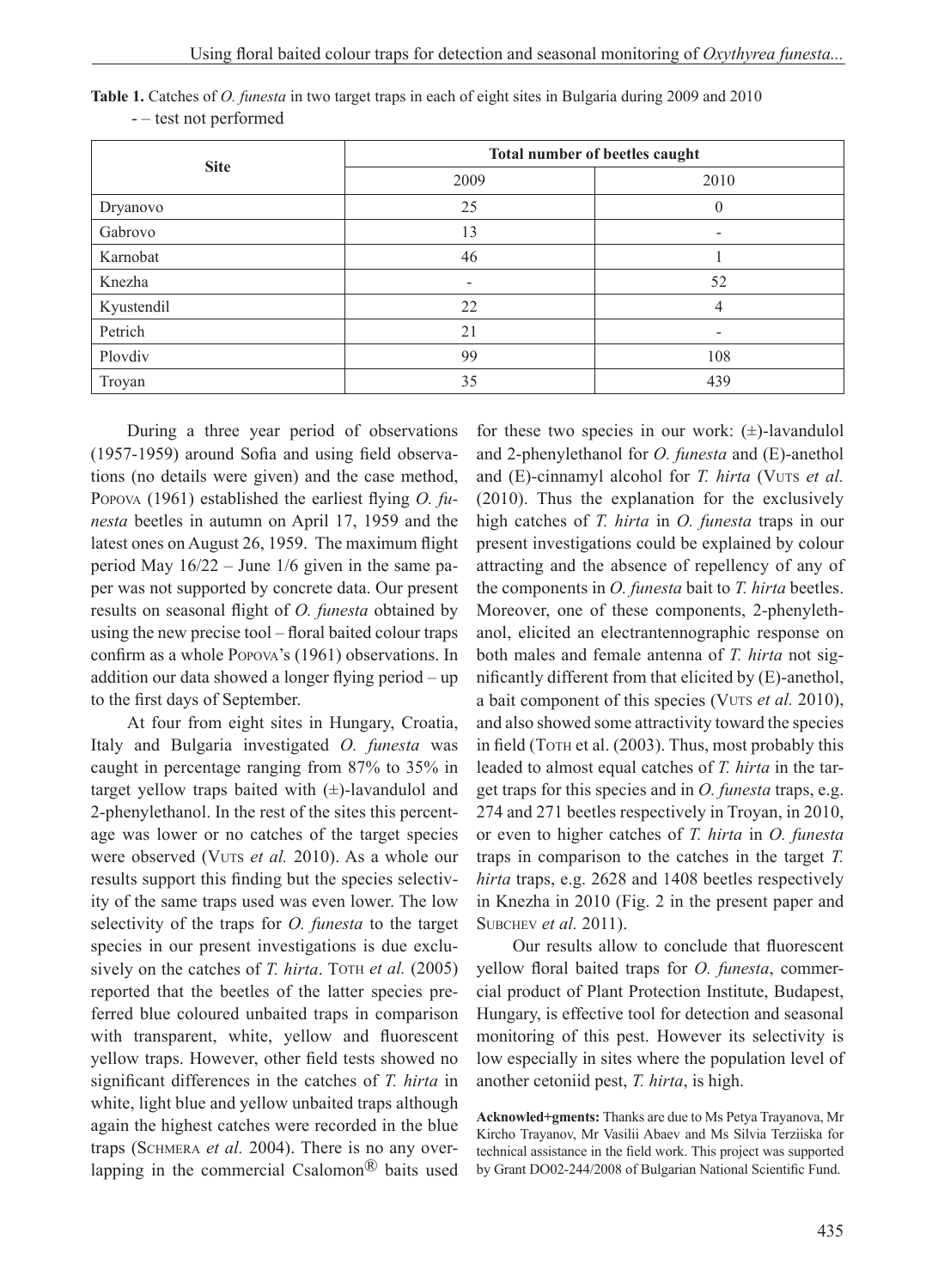**Table 1.** Catches of *O. funesta* in two target traps in each of eight sites in Bulgaria during 2009 and 2010
- – test not performed

| Site | Total number of beetles caught | |
|---|---|---|
| | 2009 | 2010 |
| Dryanovo | 25 | 0 |
| Gabrovo | 13 | - |
| Karnobat | 46 | 1 |
| Knezha | - | 52 |
| Kyustendil | 22 | 4 |
| Petrich | 21 | - |
| Plovdiv | 99 | 108 |
| Troyan | 35 | 439 |

During a three year period of observations (1957-1959) around Sofia and using field observations (no details were given) and the case method, Popova (1961) established the earliest flying *O. funesta* beetles in autumn on April 17, 1959 and the latest ones on August 26, 1959. The maximum flight period May 16/22 – June 1/6 given in the same paper was not supported by concrete data. Our present results on seasonal flight of *O. funesta* obtained by using the new precise tool – floral baited colour traps confirm as a whole Popova's (1961) observations. In addition our data showed a longer flying period – up to the first days of September.

At four from eight sites in Hungary, Croatia, Italy and Bulgaria investigated *O. funesta* was caught in percentage ranging from 87% to 35% in target yellow traps baited with (±)-lavandulol and 2-phenylethanol. In the rest of the sites this percentage was lower or no catches of the target species were observed (Vuts *et al.* 2010). As a whole our results support this finding but the species selectivity of the same traps used was even lower. The low selectivity of the traps for *O. funesta* to the target species in our present investigations is due exclusively on the catches of *T. hirta*. Toth *et al.* (2005) reported that the beetles of the latter species preferred blue coloured unbaited traps in comparison with transparent, white, yellow and fluorescent yellow traps. However, other field tests showed no significant differences in the catches of *T. hirta* in white, light blue and yellow unbaited traps although again the highest catches were recorded in the blue traps (Schmera *et al.* 2004). There is no any overlapping in the commercial Csalomon® baits used for these two species in our work: (±)-lavandulol and 2-phenylethanol for *O. funesta* and (E)-anethol and (E)-cinnamyl alcohol for *T. hirta* (Vuts *et al.* (2010). Thus the explanation for the exclusively high catches of *T. hirta* in *O. funesta* traps in our present investigations could be explained by colour attracting and the absence of repellency of any of the components in *O. funesta* bait to *T. hirta* beetles. Moreover, one of these components, 2-phenylethanol, elicited an electrantennographic response on both males and female antenna of *T. hirta* not significantly different from that elicited by (E)-anethol, a bait component of this species (Vuts *et al.* 2010), and also showed some attractivity toward the species in field (Toth et al. (2003). Thus, most probably this leaded to almost equal catches of *T. hirta* in the target traps for this species and in *O. funesta* traps, e.g. 274 and 271 beetles respectively in Troyan, in 2010, or even to higher catches of *T. hirta* in *O. funesta* traps in comparison to the catches in the target *T. hirta* traps, e.g. 2628 and 1408 beetles respectively in Knezha in 2010 (Fig. 2 in the present paper and Subchev *et al.* 2011).

Our results allow to conclude that fluorescent yellow floral baited traps for *O. funesta*, commercial product of Plant Protection Institute, Budapest, Hungary, is effective tool for detection and seasonal monitoring of this pest. However its selectivity is low especially in sites where the population level of another cetoniid pest, *T. hirta*, is high.

**Acknowled+gments:** Thanks are due to Ms Petya Trayanova, Mr Kircho Trayanov, Mr Vasilii Abaev and Ms Silvia Terziiska for technical assistance in the field work. This project was supported by Grant DO02-244/2008 of Bulgarian National Scientific Fund.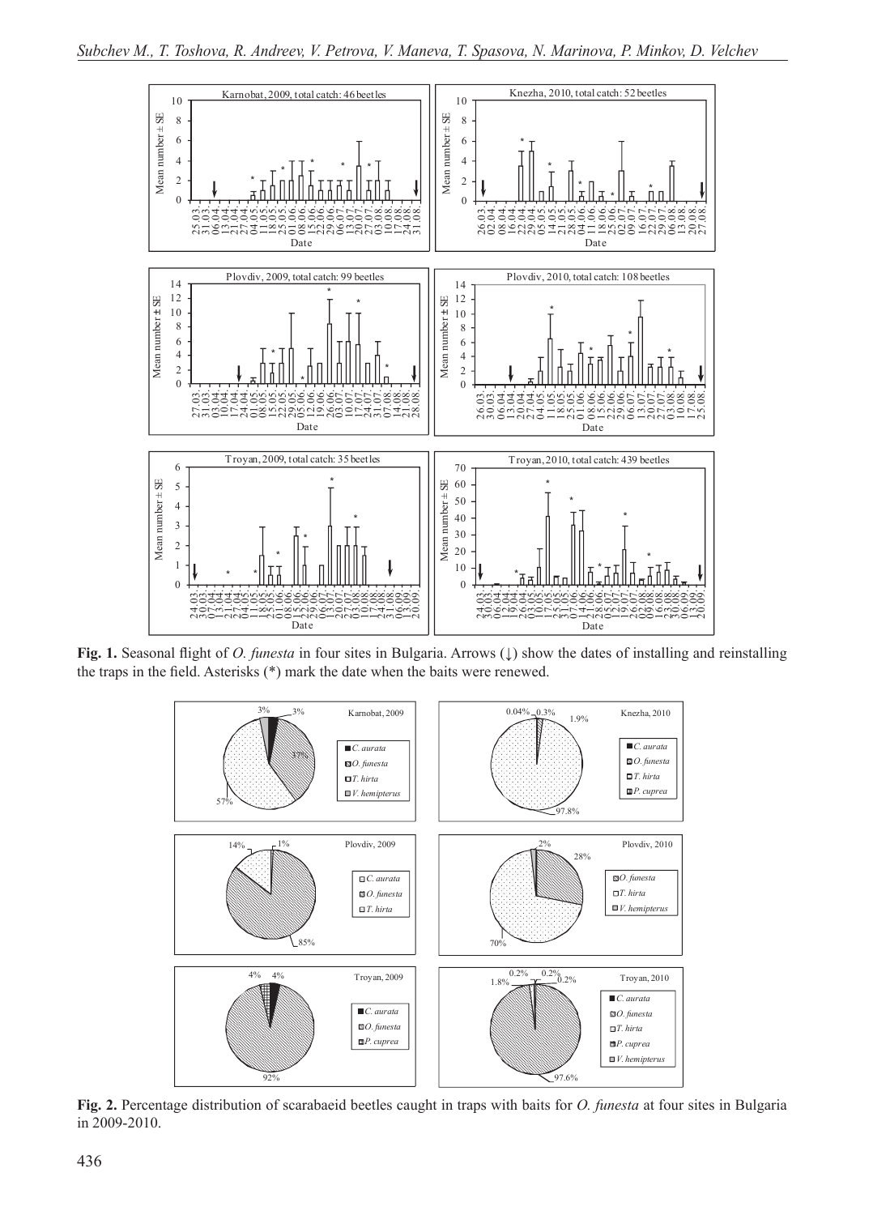**Fig. 1.** Seasonal flight of *O. funesta* in four sites in Bulgaria. Arrows (↓) show the dates of installing and reinstalling the traps in the field. Asterisks (*) mark the date when the baits were renewed.

**Fig. 2.** Percentage distribution of scarabaeid beetles caught in traps with baits for *O. funesta* at four sites in Bulgaria in 2009-2010.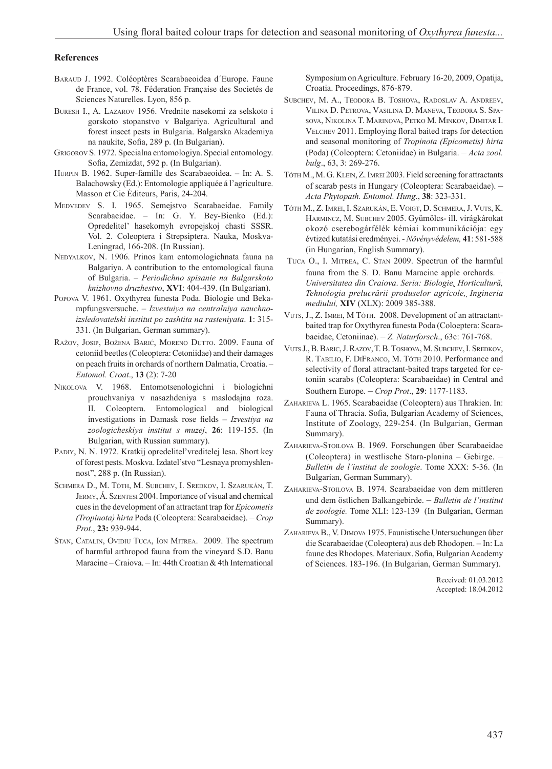## References

Baraud J. 1992. Coléoptères Scarabaeoidea d´Europe. Faune de France, vol. 78. Féderation Française des Societés de Sciences Naturelles. Lyon, 856 p.

Buresh I., A. Lazarov 1956. Vrednite nasekomi za selskoto i gorskoto stopanstvo v Balgariya. Agricultural and forest insect pests in Bulgaria. Balgarska Akademiya na naukite, Sofia, 289 p. (In Bulgarian).

Grigorov S. 1972. Specialna entomologiya. Special entomology. Sofia, Zemizdat, 592 p. (In Bulgarian).

Hurpin B. 1962. Super-famille des Scarabaeoidea. – In: A. S. Balachowsky (Ed.): Entomologie appliquée á l'agriculture. Masson et Cie Éditeurs, Paris, 24-204.

Medvedev S. I. 1965. Semejstvo Scarabaeidae. Family Scarabaeidae. – In: G. Y. Bey-Bienko (Ed.): Opredelitel' hasekomyh evropejskoj chasti SSSR. Vol. 2. Coleoptera i Strepsiptera. Nauka, Moskva-Leningrad, 166-208. (In Russian).

Nedyalkov, N. 1906. Prinos kam entomologichnata fauna na Balgariya. A contribution to the entomological fauna of Bulgaria. – *Periodichno spisanie na Balgarskoto knizhovno druzhestvo*, **XVI**: 404-439. (In Bulgarian).

Popova V. 1961. Oxythyrea funesta Poda. Biologie und Bekampfungsversuche. – *Izvestuiya na centralniya nauchno-izsledovatelski institut po zashtita na rasteniyata*. **1**: 315-331. (In Bulgarian, German summary).

Ražov, Josip, Božena Barić, Moreno Dutto. 2009. Fauna of cetoniid beetles (Coleoptera: Cetoniidae) and their damages on peach fruits in orchards of northern Dalmatia, Croatia. – *Entomol. Croat*., **13** (2): 7-20

Nikolova V. 1968. Entomotsenologichni i biologichni prouchvaniya v nasazhdeniya s maslodajna roza. II. Coleoptera. Entomological and biological investigations in Damask rose fields – *Izvestiya na zoologicheskiya institut s muzej*, **26**: 119-155. (In Bulgarian, with Russian summary).

Padiy, N. N. 1972. Kratkij opredelitel'vreditelej lesa. Short key of forest pests. Moskva. Izdatel'stvo "Lesnaya promyshlennost", 288 p. (In Russian).

Schmera D., M. Tóth, M. Subchev, I. Sredkov, I. Szarukán, T. Jermy, Á. Szentesi 2004. Importance of visual and chemical cues in the development of an attractant trap for *Epicometis (Tropinota) hirta* Poda (Coleoptera: Scarabaeidae). – *Crop Prot*., **23:** 939-944.

Stan, Catalin, Ovidiu Tuca, Ion Mitrea. 2009. The spectrum of harmful arthropod fauna from the vineyard S.D. Banu Maracine – Craiova. – In: 44th Croatian & 4th International Symposium on Agriculture. February 16-20, 2009, Opatija, Croatia. Proceedings, 876-879.

Subchev, M. A., Teodora B. Toshova, Radoslav A. Andreev, Vilina D. Petrova, Vasilina D. Maneva, Teodora S. Spasova, Nikolina T. Marinova, Petko M. Minkov, Dimitar I. Velchev 2011. Employing floral baited traps for detection and seasonal monitoring of *Tropinota (Epicometis) hirta* (Poda) (Coleoptera: Cetoniidae) in Bulgaria. – *Acta zool. bulg*., 63, 3: 269-276.

Tóth M., M. G. Klein, Z. Imrei 2003. Field screening for attractants of scarab pests in Hungary (Coleoptera: Scarabaeidae). – *Acta Phytopath. Entomol. Hung*., **38**: 323-331.

Tóth M., Z. Imrei, I. Szarukán, E. Voigt, D. Schmera, J. Vuts, K. Harmincz, M. Subchev 2005. Gyümölcs- ill. virágkárokat okozó cserebogárfélék kémiai kommunikációja: egy évtized kutatási eredményei. - *Növényvédelem,* **41**: 581-588 (in Hungarian, English Summary).

Tuca O., I. Mitrea, C. Stan 2009. Spectrun of the harmful fauna from the S. D. Banu Maracine apple orchards. – *Universitatea din Craiova*. *Seria: Biologie*, *Horticultură, Tehnologia prelucrării produselor agricole*, *Ingineria mediului,* **XIV** (XLX): 2009 385-388.

Vuts, J., Z. Imrei, M Tóth. 2008. Development of an attractant-baited trap for Oxythyrea funesta Poda (Coloeptera: Scarabaeidae, Cetoniinae). – *Z. Naturforsch*., 63c: 761-768.

Vuts J., B. Baric, J. Razov, T. B. Toshova, M. Subchev, I. Sredkov, R. Tabilio, F. DiFranco, M. Tóth 2010. Performance and selectivity of floral attractant-baited traps targeted for cetoniin scarabs (Coleoptera: Scarabaeidae) in Central and Southern Europe. – *Crop Prot*., **29**: 1177-1183.

Zaharieva L. 1965. Scarabaeidae (Coleoptera) aus Thrakien. In: Fauna of Thracia. Sofia, Bulgarian Academy of Sciences, Institute of Zoology, 229-254. (In Bulgarian, German Summary).

Zaharieva-Stoilova B. 1969. Forschungen über Scarabaeidae (Coleoptera) in westlische Stara-planina – Gebirge. – *Bulletin de l'institut de zoologie*. Tome XXX: 5-36. (In Bulgarian, German Summary).

Zaharieva-Stoilova B. 1974. Scarabaeidae von dem mittleren und dem östlichen Balkangebirde. – *Bulletin de l'institut de zoologie.* Tome XLI: 123-139 (In Bulgarian, German Summary).

Zaharieva B., V. Dimova 1975. Faunistische Untersuchungen über die Scarabaeidae (Coleoptera) aus deb Rhodopen. – In: La faune des Rhodopes. Materiaux. Sofia, Bulgarian Academy of Sciences. 183-196. (In Bulgarian, German Summary).

Received: 01.03.2012
Accepted: 18.04.2012